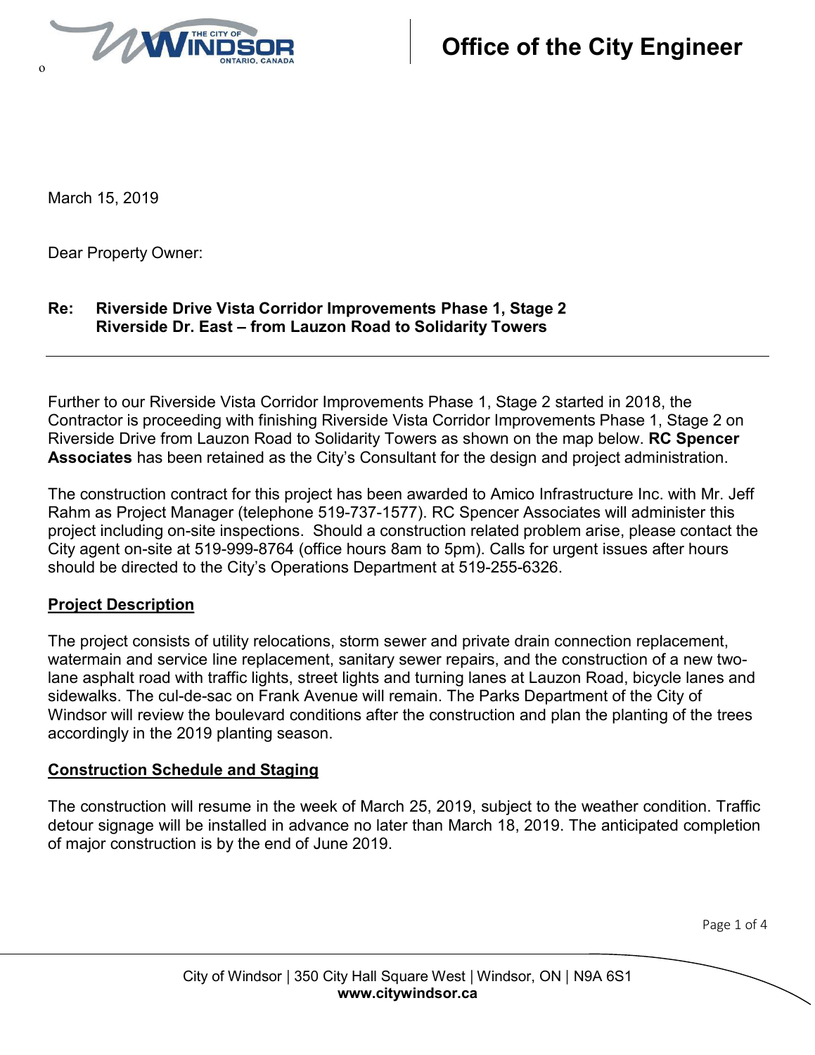**Office of the City Engineer**

March 15, 2019

Dear Property Owner:

**Re: Riverside Drive Vista Corridor Improvements Phase 1, Stage 2**
**Riverside Dr. East – from Lauzon Road to Solidarity Towers**

---

Further to our Riverside Vista Corridor Improvements Phase 1, Stage 2 started in 2018, the Contractor is proceeding with finishing Riverside Vista Corridor Improvements Phase 1, Stage 2 on Riverside Drive from Lauzon Road to Solidarity Towers as shown on the map below. **RC Spencer Associates** has been retained as the City's Consultant for the design and project administration.

The construction contract for this project has been awarded to Amico Infrastructure Inc. with Mr. Jeff Rahm as Project Manager (telephone 519-737-1577). RC Spencer Associates will administer this project including on-site inspections. Should a construction related problem arise, please contact the City agent on-site at 519-999-8764 (office hours 8am to 5pm). Calls for urgent issues after hours should be directed to the City's Operations Department at 519-255-6326.

## Project Description

The project consists of utility relocations, storm sewer and private drain connection replacement, watermain and service line replacement, sanitary sewer repairs, and the construction of a new two-lane asphalt road with traffic lights, street lights and turning lanes at Lauzon Road, bicycle lanes and sidewalks. The cul-de-sac on Frank Avenue will remain. The Parks Department of the City of Windsor will review the boulevard conditions after the construction and plan the planting of the trees accordingly in the 2019 planting season.

## Construction Schedule and Staging

The construction will resume in the week of March 25, 2019, subject to the weather condition. Traffic detour signage will be installed in advance no later than March 18, 2019. The anticipated completion of major construction is by the end of June 2019.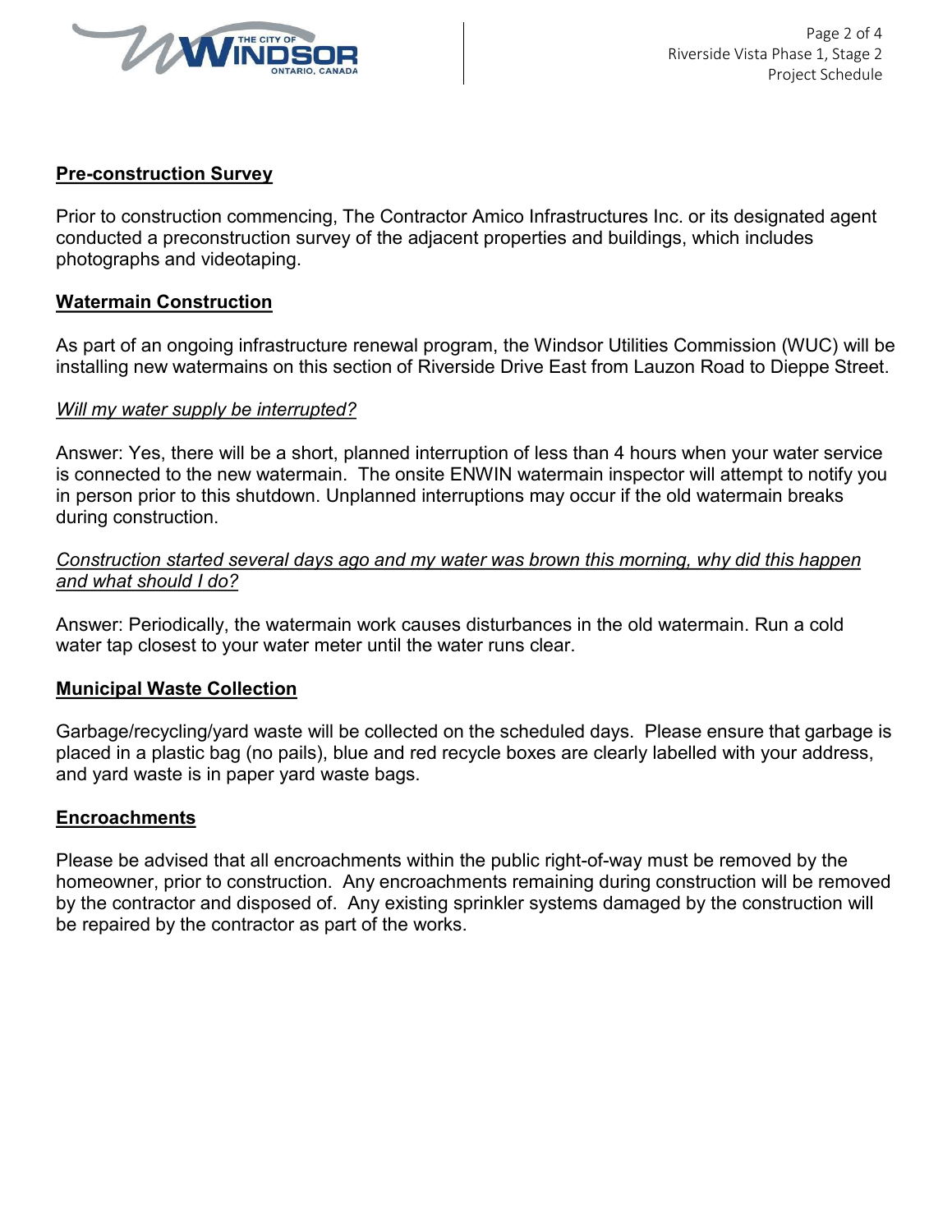## Pre-construction Survey

Prior to construction commencing, The Contractor Amico Infrastructures Inc. or its designated agent conducted a preconstruction survey of the adjacent properties and buildings, which includes photographs and videotaping.

## Watermain Construction

As part of an ongoing infrastructure renewal program, the Windsor Utilities Commission (WUC) will be installing new watermains on this section of Riverside Drive East from Lauzon Road to Dieppe Street.

*Will my water supply be interrupted?*

Answer: Yes, there will be a short, planned interruption of less than 4 hours when your water service is connected to the new watermain. The onsite ENWIN watermain inspector will attempt to notify you in person prior to this shutdown. Unplanned interruptions may occur if the old watermain breaks during construction.

*Construction started several days ago and my water was brown this morning, why did this happen and what should I do?*

Answer: Periodically, the watermain work causes disturbances in the old watermain. Run a cold water tap closest to your water meter until the water runs clear.

## Municipal Waste Collection

Garbage/recycling/yard waste will be collected on the scheduled days. Please ensure that garbage is placed in a plastic bag (no pails), blue and red recycle boxes are clearly labelled with your address, and yard waste is in paper yard waste bags.

## Encroachments

Please be advised that all encroachments within the public right-of-way must be removed by the homeowner, prior to construction. Any encroachments remaining during construction will be removed by the contractor and disposed of. Any existing sprinkler systems damaged by the construction will be repaired by the contractor as part of the works.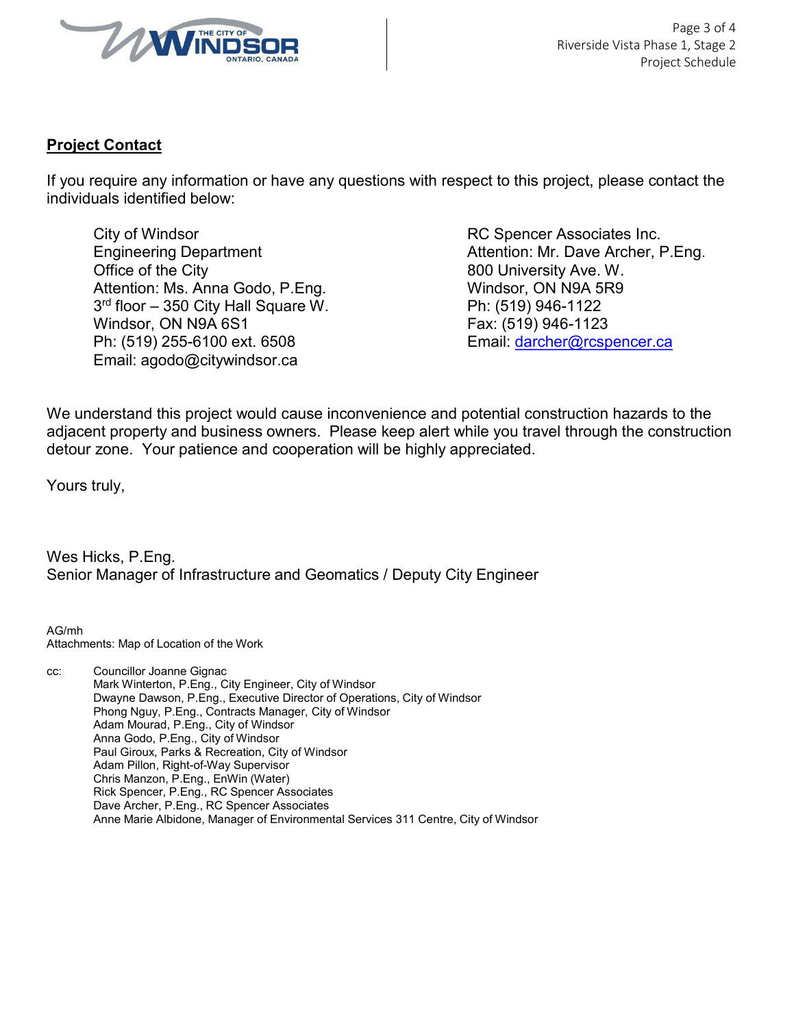## Project Contact

If you require any information or have any questions with respect to this project, please contact the individuals identified below:

City of Windsor
Engineering Department
Office of the City
Attention: Ms. Anna Godo, P.Eng.
3rd floor – 350 City Hall Square W.
Windsor, ON N9A 6S1
Ph: (519) 255-6100 ext. 6508
Email: agodo@citywindsor.ca

RC Spencer Associates Inc.
Attention: Mr. Dave Archer, P.Eng.
800 University Ave. W.
Windsor, ON N9A 5R9
Ph: (519) 946-1122
Fax: (519) 946-1123
Email: darcher@rcspencer.ca

We understand this project would cause inconvenience and potential construction hazards to the adjacent property and business owners. Please keep alert while you travel through the construction detour zone. Your patience and cooperation will be highly appreciated.

Yours truly,

Wes Hicks, P.Eng.
Senior Manager of Infrastructure and Geomatics / Deputy City Engineer

AG/mh
Attachments: Map of Location of the Work

cc: Councillor Joanne Gignac
Mark Winterton, P.Eng., City Engineer, City of Windsor
Dwayne Dawson, P.Eng., Executive Director of Operations, City of Windsor
Phong Nguy, P.Eng., Contracts Manager, City of Windsor
Adam Mourad, P.Eng., City of Windsor
Anna Godo, P.Eng., City of Windsor
Paul Giroux, Parks & Recreation, City of Windsor
Adam Pillon, Right-of-Way Supervisor
Chris Manzon, P.Eng., EnWin (Water)
Rick Spencer, P.Eng., RC Spencer Associates
Dave Archer, P.Eng., RC Spencer Associates
Anne Marie Albidone, Manager of Environmental Services 311 Centre, City of Windsor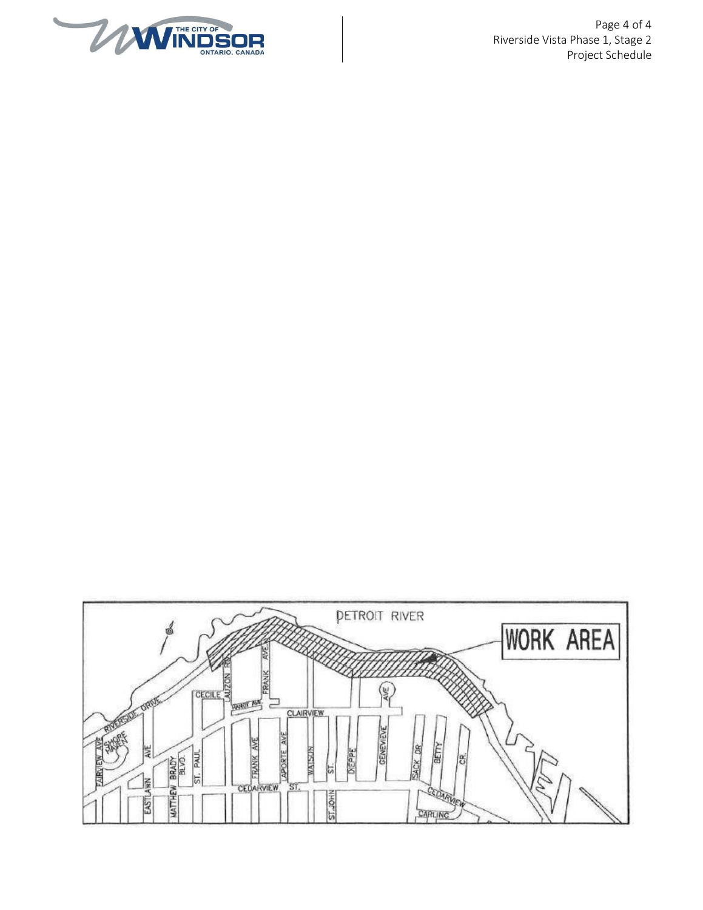DETROIT RIVER

WORK AREA

RIVERSIDE DRIVE

FAIRVIEW AVE

SHORE HAVEN

EASTLAWN AVE

MATTHEW BRADY BLVD.

ST. PAUL

CECILE

LAUZON RD.

FRANK AVE.

PRADOT AVE

CLAIRVIEW

FRANK AVE

LAPORTE AVE

WATSON ST.

DIEPPE

GENEVIEVE AVE

ISACK DR.

BETTY CR.

CEDARVIEW ST.

ST. JOHN

CEDARVIEW

CARLING